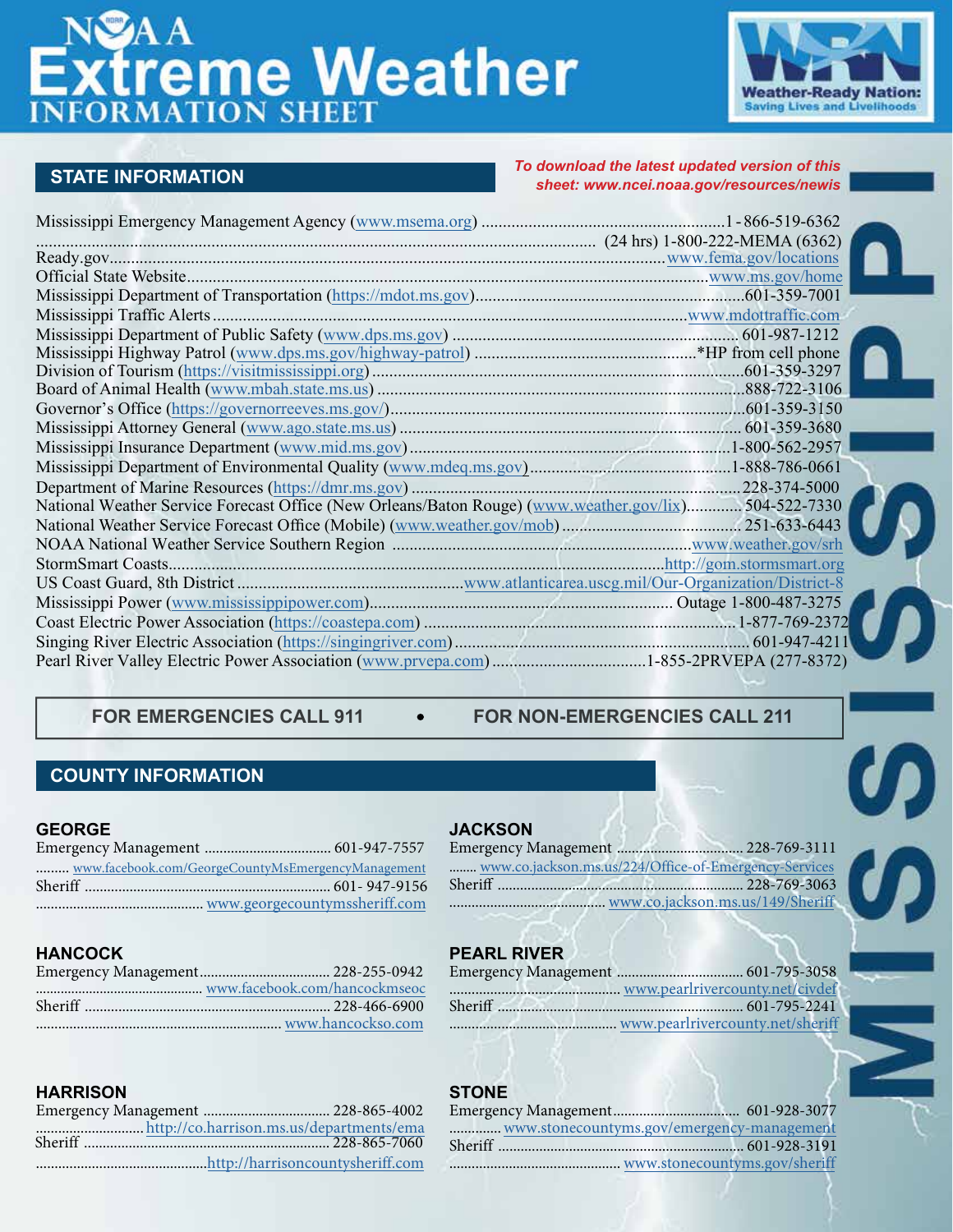# NOAA Extreme Weather INFORMATION SHEET

Weather-Ready Nation: Saving Lives and Livelihoods

## STATE INFORMATION

*To download the latest updated version of this sheet: www.ncei.noaa.gov/resources/newis*

MISSISSIPPI

Mississippi Emergency Management Agency (www.msema.org) ........ 1-866-519-6362
........ (24 hrs) 1-800-222-MEMA (6362)
Ready.gov ........ www.fema.gov/locations
Official State Website ........ www.ms.gov/home
Mississippi Department of Transportation (https://mdot.ms.gov) ........ 601-359-7001
Mississippi Traffic Alerts ........ www.mdottraffic.com
Mississippi Department of Public Safety (www.dps.ms.gov) ........ 601-987-1212
Mississippi Highway Patrol (www.dps.ms.gov/highway-patrol) ........ *HP from cell phone
Division of Tourism (https://visitmississippi.org) ........ 601-359-3297
Board of Animal Health (www.mbah.state.ms.us) ........ 888-722-3106
Governor's Office (https://governorreeves.ms.gov/) ........ 601-359-3150
Mississippi Attorney General (www.ago.state.ms.us) ........ 601-359-3680
Mississippi Insurance Department (www.mid.ms.gov) ........ 1-800-562-2957
Mississippi Department of Environmental Quality (www.mdeq.ms.gov) ........ 1-888-786-0661
Department of Marine Resources (https://dmr.ms.gov) ........ 228-374-5000
National Weather Service Forecast Office (New Orleans/Baton Rouge) (www.weather.gov/lix) ........ 504-522-7330
National Weather Service Forecast Office (Mobile) (www.weather.gov/mob) ........ 251-633-6443
NOAA National Weather Service Southern Region ........ www.weather.gov/srh
StormSmart Coasts ........ http://gom.stormsmart.org
US Coast Guard, 8th District ........ www.atlanticarea.uscg.mil/Our-Organization/District-8
Mississippi Power (www.mississippipower.com) ........ Outage 1-800-487-3275
Coast Electric Power Association (https://coastepa.com) ........ 1-877-769-2372
Singing River Electric Association (https://singingriver.com) ........ 601-947-4211
Pearl River Valley Electric Power Association (www.prvepa.com) ........ 1-855-2PRVEPA (277-8372)

**FOR EMERGENCIES CALL 911 • FOR NON-EMERGENCIES CALL 211**

## COUNTY INFORMATION

### GEORGE

Emergency Management ........ 601-947-7557
........ www.facebook.com/GeorgeCountyMsEmergencyManagement
Sheriff ........ 601- 947-9156
........ www.georgecountymssheriff.com

### HANCOCK

Emergency Management ........ 228-255-0942
........ www.facebook.com/hancockmseoc
Sheriff ........ 228-466-6900
........ www.hancockso.com

### HARRISON

Emergency Management ........ 228-865-4002
........ http://co.harrison.ms.us/departments/ema
Sheriff ........ 228-865-7060
........ http://harrisoncountysheriff.com

### JACKSON

Emergency Management ........ 228-769-3111
........ www.co.jackson.ms.us/224/Office-of-Emergency-Services
Sheriff ........ 228-769-3063
........ www.co.jackson.ms.us/149/Sheriff

### PEARL RIVER

Emergency Management ........ 601-795-3058
........ www.pearlrivercounty.net/civdef
Sheriff ........ 601-795-2241
........ www.pearlrivercounty.net/sheriff

### STONE

Emergency Management ........ 601-928-3077
........ www.stonecountyms.gov/emergency-management
Sheriff ........ 601-928-3191
........ www.stonecountyms.gov/sheriff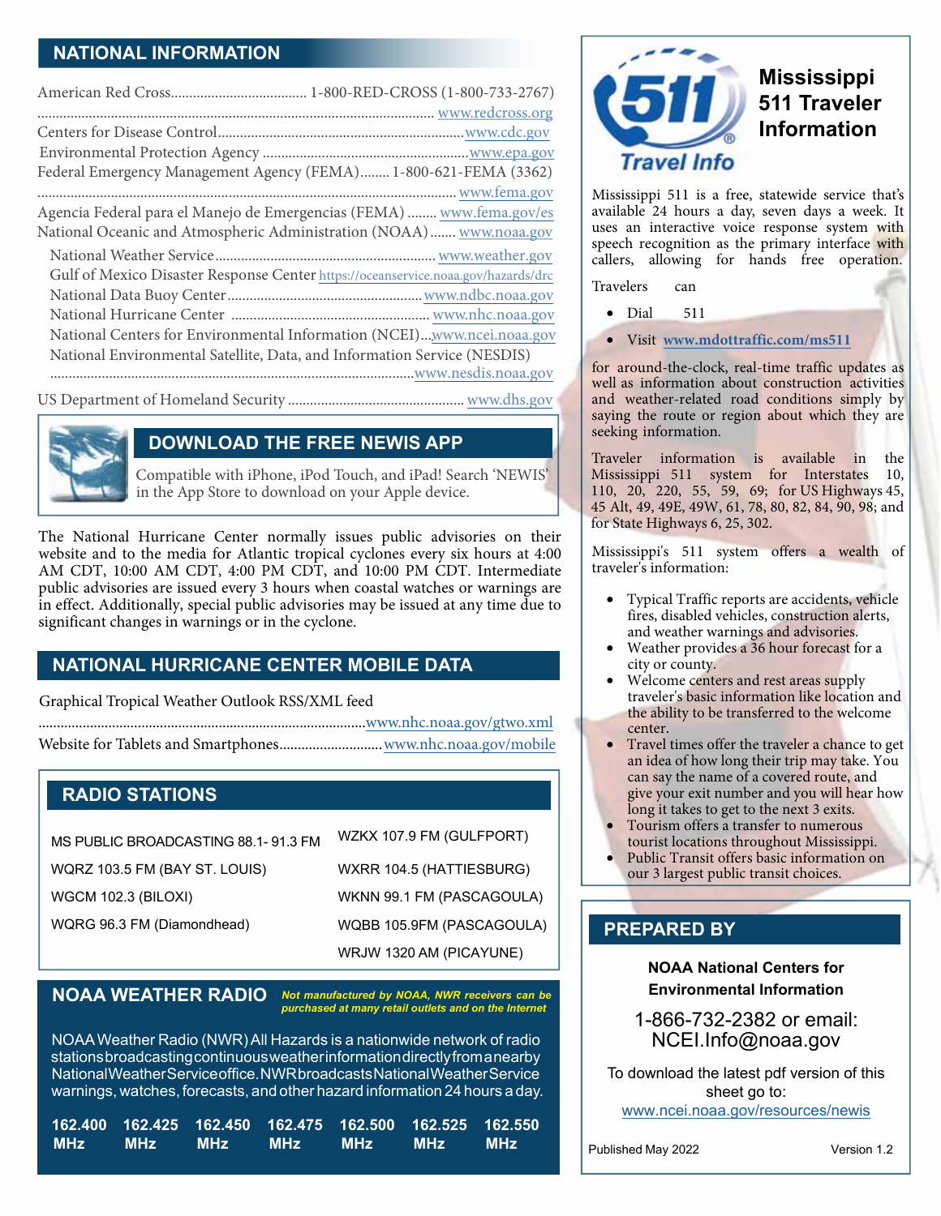## NATIONAL INFORMATION

American Red Cross..................................... 1-800-RED-CROSS (1-800-733-2767)
........................................................................................................... www.redcross.org

Centers for Disease Control................................................................www.cdc.gov

Environmental Protection Agency ......................................................www.epa.gov

Federal Emergency Management Agency (FEMA)........ 1-800-621-FEMA (3362)
................................................................................................................. www.fema.gov

Agencia Federal para el Manejo de Emergencias (FEMA) ........ www.fema.gov/es

National Oceanic and Atmospheric Administration (NOAA)....... www.noaa.gov

- National Weather Service........................................................... www.weather.gov
- Gulf of Mexico Disaster Response Center https://oceanservice.noaa.gov/hazards/drc
- National Data Buoy Center.....................................................www.ndbc.noaa.gov
- National Hurricane Center ...................................................... www.nhc.noaa.gov
- National Centers for Environmental Information (NCEI)...www.ncei.noaa.gov
- National Environmental Satellite, Data, and Information Service (NESDIS) ...................................................................................................www.nesdis.noaa.gov

US Department of Homeland Security ................................................ www.dhs.gov

## DOWNLOAD THE FREE NEWIS APP

Compatible with iPhone, iPod Touch, and iPad! Search 'NEWIS' in the App Store to download on your Apple device.

The National Hurricane Center normally issues public advisories on their website and to the media for Atlantic tropical cyclones every six hours at 4:00 AM CDT, 10:00 AM CDT, 4:00 PM CDT, and 10:00 PM CDT. Intermediate public advisories are issued every 3 hours when coastal watches or warnings are in effect. Additionally, special public advisories may be issued at any time due to significant changes in warnings or in the cyclone.

## NATIONAL HURRICANE CENTER MOBILE DATA

Graphical Tropical Weather Outlook RSS/XML feed
.........................................................................................www.nhc.noaa.gov/gtwo.xml

Website for Tablets and Smartphones............................www.nhc.noaa.gov/mobile

## RADIO STATIONS

| | |
|---|---|
| MS PUBLIC BROADCASTING 88.1- 91.3 FM | WZKX 107.9 FM (GULFPORT) |
| WQRZ 103.5 FM (BAY ST. LOUIS) | WXRR 104.5 (HATTIESBURG) |
| WGCM 102.3 (BILOXI) | WKNN 99.1 FM (PASCAGOULA) |
| WQRG 96.3 FM (Diamondhead) | WQBB 105.9FM (PASCAGOULA) |
| | WRJW 1320 AM (PICAYUNE) |

## NOAA WEATHER RADIO

*Not manufactured by NOAA, NWR receivers can be purchased at many retail outlets and on the Internet*

NOAA Weather Radio (NWR) All Hazards is a nationwide network of radio stations broadcasting continuous weather information directly from a nearby National Weather Service office. NWR broadcasts National Weather Service warnings, watches, forecasts, and other hazard information 24 hours a day.

**162.400 MHz | 162.425 MHz | 162.450 MHz | 162.475 MHz | 162.500 MHz | 162.525 MHz | 162.550 MHz**

## Mississippi 511 Traveler Information

511 Travel Info

Mississippi 511 is a free, statewide service that's available 24 hours a day, seven days a week. It uses an interactive voice response system with speech recognition as the primary interface with callers, allowing for hands free operation.

Travelers can

- Dial 511
- Visit **www.mdottraffic.com/ms511**

for around-the-clock, real-time traffic updates as well as information about construction activities and weather-related road conditions simply by saying the route or region about which they are seeking information.

Traveler information is available in the Mississippi 511 system for Interstates 10, 110, 20, 220, 55, 59, 69; for US Highways 45, 45 Alt, 49, 49E, 49W, 61, 78, 80, 82, 84, 90, 98; and for State Highways 6, 25, 302.

Mississippi's 511 system offers a wealth of traveler's information:

- Typical Traffic reports are accidents, vehicle fires, disabled vehicles, construction alerts, and weather warnings and advisories.
- Weather provides a 36 hour forecast for a city or county.
- Welcome centers and rest areas supply traveler's basic information like location and the ability to be transferred to the welcome center.
- Travel times offer the traveler a chance to get an idea of how long their trip may take. You can say the name of a covered route, and give your exit number and you will hear how long it takes to get to the next 3 exits.
- Tourism offers a transfer to numerous tourist locations throughout Mississippi.
- Public Transit offers basic information on our 3 largest public transit choices.

## PREPARED BY

**NOAA National Centers for Environmental Information**

1-866-732-2382 or email: NCEI.Info@noaa.gov

To download the latest pdf version of this sheet go to:
www.ncei.noaa.gov/resources/newis

Published May 2022 — Version 1.2